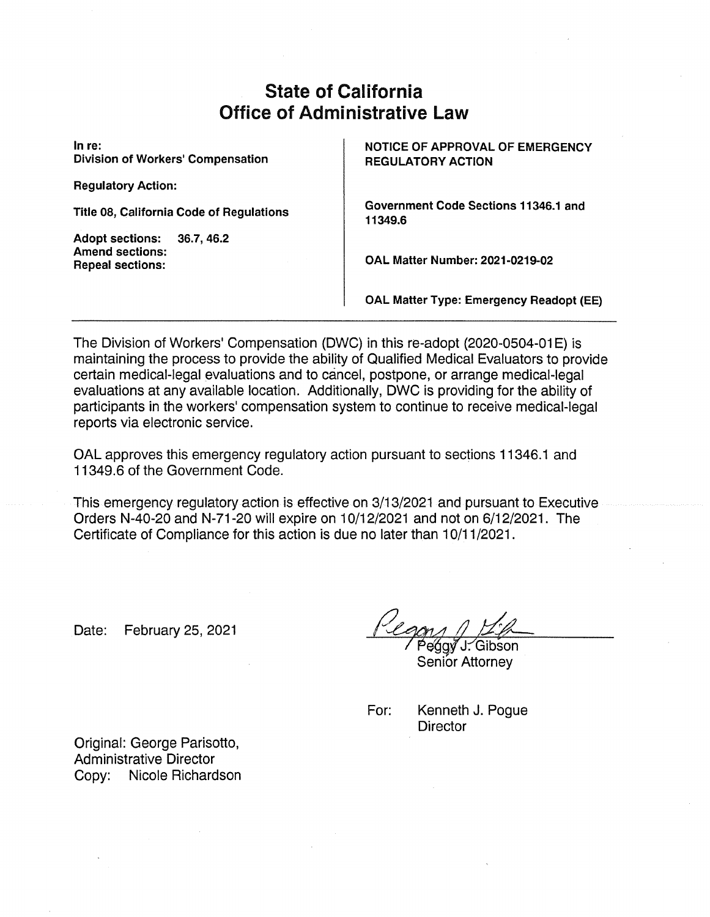# State of California
# Office of Administrative Law

| In re: Division of Workers' Compensation | NOTICE OF APPROVAL OF EMERGENCY REGULATORY ACTION |
|---|---|
| Regulatory Action: | |
| Title 08, California Code of Regulations | Government Code Sections 11346.1 and 11349.6 |
| Adopt sections: 36.7, 46.2 | |
| Amend sections: | |
| Repeal sections: | OAL Matter Number: 2021-0219-02 |
| | OAL Matter Type: Emergency Readopt (EE) |

The Division of Workers' Compensation (DWC) in this re-adopt (2020-0504-01E) is maintaining the process to provide the ability of Qualified Medical Evaluators to provide certain medical-legal evaluations and to cancel, postpone, or arrange medical-legal evaluations at any available location. Additionally, DWC is providing for the ability of participants in the workers' compensation system to continue to receive medical-legal reports via electronic service.

OAL approves this emergency regulatory action pursuant to sections 11346.1 and 11349.6 of the Government Code.

This emergency regulatory action is effective on 3/13/2021 and pursuant to Executive Orders N-40-20 and N-71-20 will expire on 10/12/2021 and not on 6/12/2021. The Certificate of Compliance for this action is due no later than 10/11/2021.

Date: February 25, 2021

Peggy J. Gibson
Senior Attorney

For: Kenneth J. Pogue
Director

Original: George Parisotto, Administrative Director
Copy: Nicole Richardson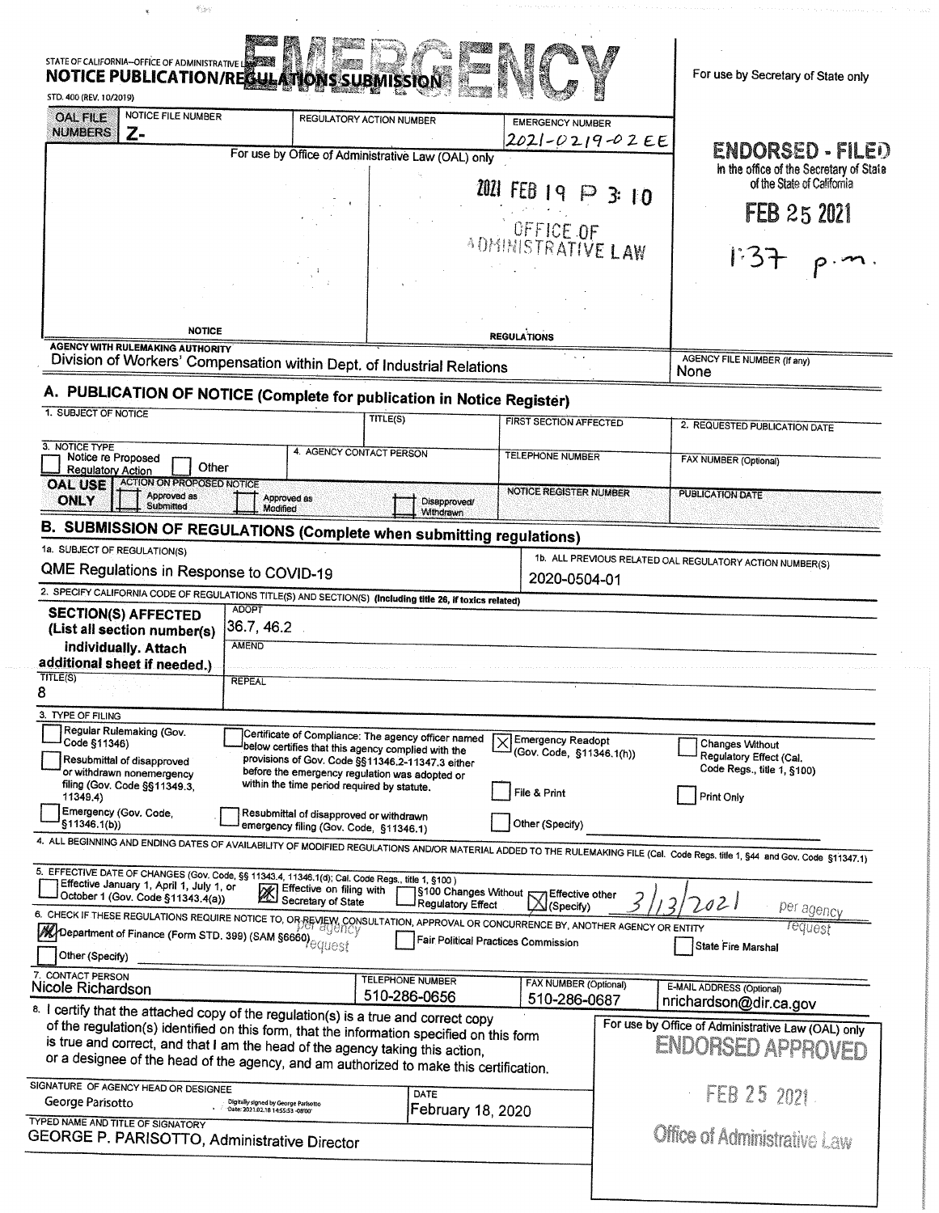STATE OF CALIFORNIA—OFFICE OF ADMINISTRATIVE LAW

# EMERGENCY

**NOTICE PUBLICATION/REGULATIONS SUBMISSION**

STD. 400 (REV. 10/2019)

For use by Secretary of State only

| OAL FILE NUMBERS | NOTICE FILE NUMBER | REGULATORY ACTION NUMBER | EMERGENCY NUMBER |
|---|---|---|---|
| | Z- | | 2021-0219-02 EE |

For use by Office of Administrative Law (OAL) only

2021 FEB 19 P 3:10

OFFICE OF ADMINISTRATIVE LAW

NOTICE | REGULATIONS

**ENDORSED - FILED**
In the office of the Secretary of State of the State of California

FEB 25 2021

1:37 p.m.

AGENCY WITH RULEMAKING AUTHORITY
Division of Workers' Compensation within Dept. of Industrial Relations

AGENCY FILE NUMBER (If any)
None

## A. PUBLICATION OF NOTICE (Complete for publication in Notice Register)

| 1. SUBJECT OF NOTICE | TITLE(S) | FIRST SECTION AFFECTED | 2. REQUESTED PUBLICATION DATE |
|---|---|---|---|
| | | | |

| 3. NOTICE TYPE | 4. AGENCY CONTACT PERSON | TELEPHONE NUMBER | FAX NUMBER (Optional) |
|---|---|---|---|
| ☐ Notice re Proposed Regulatory Action ☐ Other | | | |

| OAL USE ONLY | ACTION ON PROPOSED NOTICE | NOTICE REGISTER NUMBER | PUBLICATION DATE |
|---|---|---|---|
| | ☐ Approved as Submitted ☐ Approved as Modified ☐ Disapproved/Withdrawn | | |

## B. SUBMISSION OF REGULATIONS (Complete when submitting regulations)

1a. SUBJECT OF REGULATION(S)
QME Regulations in Response to COVID-19

1b. ALL PREVIOUS RELATED OAL REGULATORY ACTION NUMBER(S)
2020-0504-01

2. SPECIFY CALIFORNIA CODE OF REGULATIONS TITLE(S) AND SECTION(S) (Including title 26, if toxics related)

| **SECTION(S) AFFECTED (List all section number(s) individually. Attach additional sheet if needed.)** | ADOPT: 36.7, 46.2 |
|---|---|
| | AMEND: |
| TITLE(S): 8 | REPEAL: |

3. TYPE OF FILING

- ☐ Regular Rulemaking (Gov. Code §11346)
- ☐ Resubmittal of disapproved or withdrawn nonemergency filing (Gov. Code §§11349.3, 11349.4)
- ☐ Emergency (Gov. Code, §11346.1(b))
- ☐ Certificate of Compliance: The agency officer named below certifies that this agency complied with the provisions of Gov. Code §§11346.2-11347.3 either before the emergency regulation was adopted or within the time period required by statute.
- ☐ Resubmittal of disapproved or withdrawn emergency filing (Gov. Code, §11346.1)
- ☒ Emergency Readopt (Gov. Code, §11346.1(h))
- ☐ File & Print
- ☐ Other (Specify)
- ☐ Changes Without Regulatory Effect (Cal. Code Regs., title 1, §100)
- ☐ Print Only

4. ALL BEGINNING AND ENDING DATES OF AVAILABILITY OF MODIFIED REGULATIONS AND/OR MATERIAL ADDED TO THE RULEMAKING FILE (Cal. Code Regs. title 1, §44 and Gov. Code §11347.1)

5. EFFECTIVE DATE OF CHANGES (Gov. Code, §§ 11343.4, 11346.1(d); Cal. Code Regs., title 1, §100)

- ☐ Effective January 1, April 1, July 1, or October 1 (Gov. Code §11343.4(a))
- ☒ Effective on filing with Secretary of State (per agency request)
- ☐ §100 Changes Without Regulatory Effect
- ☒ Effective other (Specify) 3/13/2021 per agency request

6. CHECK IF THESE REGULATIONS REQUIRE NOTICE TO, OR REVIEW, CONSULTATION, APPROVAL OR CONCURRENCE BY, ANOTHER AGENCY OR ENTITY

- ☒ Department of Finance (Form STD. 399) (SAM §6660)
- ☐ Fair Political Practices Commission
- ☐ State Fire Marshal
- ☐ Other (Specify)

| 7. CONTACT PERSON | TELEPHONE NUMBER | FAX NUMBER (Optional) | E-MAIL ADDRESS (Optional) |
|---|---|---|---|
| Nicole Richardson | 510-286-0656 | 510-286-0687 | nrichardson@dir.ca.gov |

8. I certify that the attached copy of the regulation(s) is a true and correct copy of the regulation(s) identified on this form, that the information specified on this form is true and correct, and that I am the head of the agency taking this action, or a designee of the head of the agency, and am authorized to make this certification.

SIGNATURE OF AGENCY HEAD OR DESIGNEE
George Parisotto
Digitally signed by George Parisotto Date: 2021.02.18 14:55:53 -08'00'

DATE
February 18, 2020

TYPED NAME AND TITLE OF SIGNATORY
GEORGE P. PARISOTTO, Administrative Director

For use by Office of Administrative Law (OAL) only

**ENDORSED APPROVED**

FEB 25 2021

Office of Administrative Law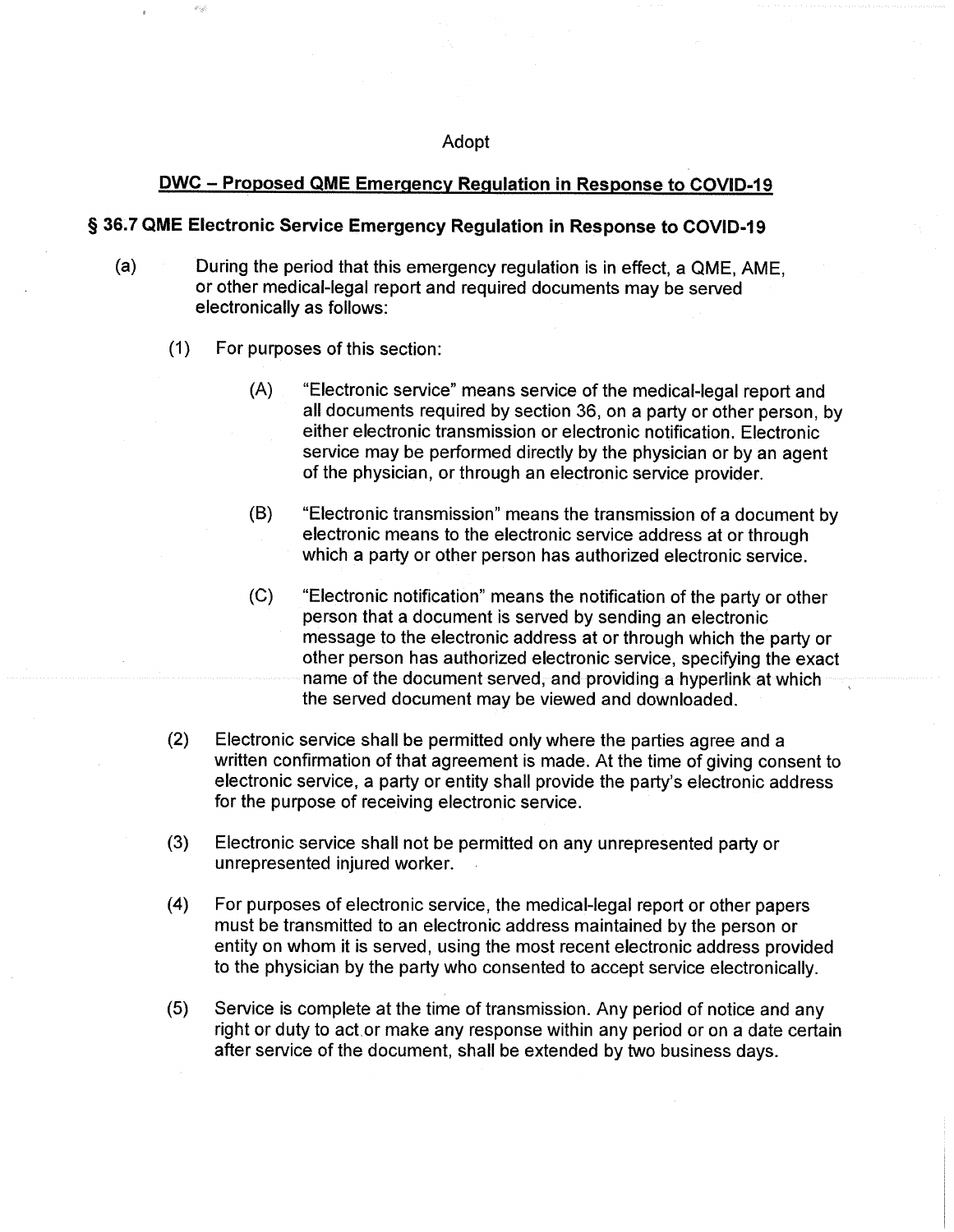Adopt

## DWC – Proposed QME Emergency Regulation in Response to COVID-19

### § 36.7 QME Electronic Service Emergency Regulation in Response to COVID-19

(a) During the period that this emergency regulation is in effect, a QME, AME, or other medical-legal report and required documents may be served electronically as follows:

(1) For purposes of this section:

(A) "Electronic service" means service of the medical-legal report and all documents required by section 36, on a party or other person, by either electronic transmission or electronic notification. Electronic service may be performed directly by the physician or by an agent of the physician, or through an electronic service provider.

(B) "Electronic transmission" means the transmission of a document by electronic means to the electronic service address at or through which a party or other person has authorized electronic service.

(C) "Electronic notification" means the notification of the party or other person that a document is served by sending an electronic message to the electronic address at or through which the party or other person has authorized electronic service, specifying the exact name of the document served, and providing a hyperlink at which the served document may be viewed and downloaded.

(2) Electronic service shall be permitted only where the parties agree and a written confirmation of that agreement is made. At the time of giving consent to electronic service, a party or entity shall provide the party's electronic address for the purpose of receiving electronic service.

(3) Electronic service shall not be permitted on any unrepresented party or unrepresented injured worker.

(4) For purposes of electronic service, the medical-legal report or other papers must be transmitted to an electronic address maintained by the person or entity on whom it is served, using the most recent electronic address provided to the physician by the party who consented to accept service electronically.

(5) Service is complete at the time of transmission. Any period of notice and any right or duty to act or make any response within any period or on a date certain after service of the document, shall be extended by two business days.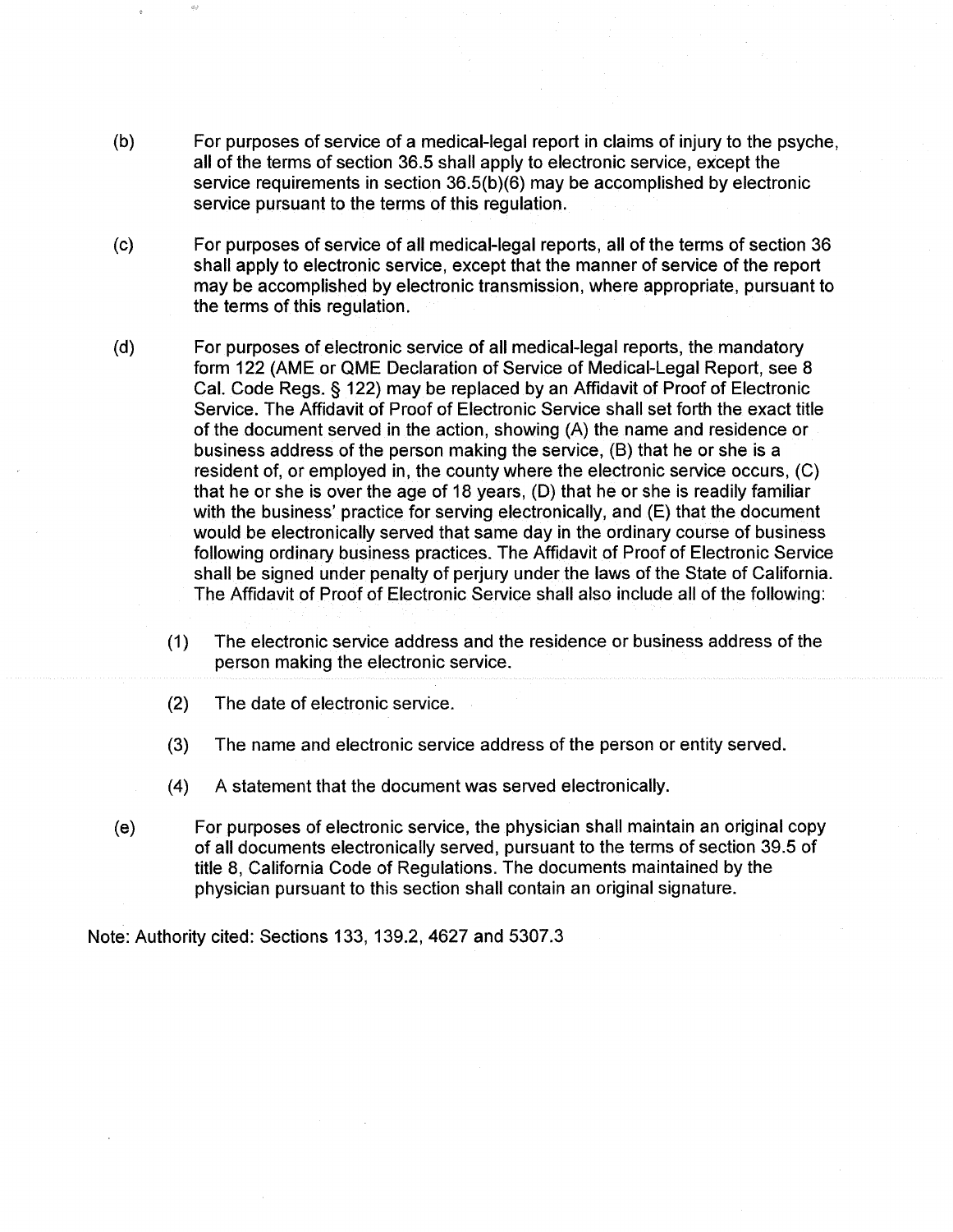(b) For purposes of service of a medical-legal report in claims of injury to the psyche, all of the terms of section 36.5 shall apply to electronic service, except the service requirements in section 36.5(b)(6) may be accomplished by electronic service pursuant to the terms of this regulation.

(c) For purposes of service of all medical-legal reports, all of the terms of section 36 shall apply to electronic service, except that the manner of service of the report may be accomplished by electronic transmission, where appropriate, pursuant to the terms of this regulation.

(d) For purposes of electronic service of all medical-legal reports, the mandatory form 122 (AME or QME Declaration of Service of Medical-Legal Report, see 8 Cal. Code Regs. § 122) may be replaced by an Affidavit of Proof of Electronic Service. The Affidavit of Proof of Electronic Service shall set forth the exact title of the document served in the action, showing (A) the name and residence or business address of the person making the service, (B) that he or she is a resident of, or employed in, the county where the electronic service occurs, (C) that he or she is over the age of 18 years, (D) that he or she is readily familiar with the business' practice for serving electronically, and (E) that the document would be electronically served that same day in the ordinary course of business following ordinary business practices. The Affidavit of Proof of Electronic Service shall be signed under penalty of perjury under the laws of the State of California. The Affidavit of Proof of Electronic Service shall also include all of the following:

   (1) The electronic service address and the residence or business address of the person making the electronic service.

   (2) The date of electronic service.

   (3) The name and electronic service address of the person or entity served.

   (4) A statement that the document was served electronically.

(e) For purposes of electronic service, the physician shall maintain an original copy of all documents electronically served, pursuant to the terms of section 39.5 of title 8, California Code of Regulations. The documents maintained by the physician pursuant to this section shall contain an original signature.

Note: Authority cited: Sections 133, 139.2, 4627 and 5307.3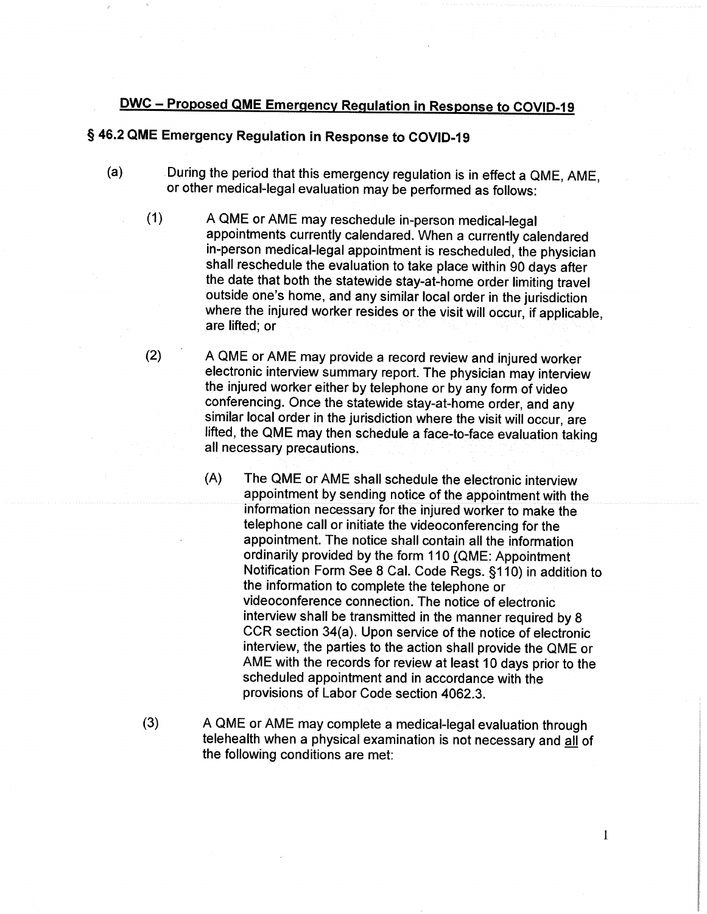## DWC – Proposed QME Emergency Regulation in Response to COVID-19

### § 46.2 QME Emergency Regulation in Response to COVID-19

(a) During the period that this emergency regulation is in effect a QME, AME, or other medical-legal evaluation may be performed as follows:

(1) A QME or AME may reschedule in-person medical-legal appointments currently calendared. When a currently calendared in-person medical-legal appointment is rescheduled, the physician shall reschedule the evaluation to take place within 90 days after the date that both the statewide stay-at-home order limiting travel outside one's home, and any similar local order in the jurisdiction where the injured worker resides or the visit will occur, if applicable, are lifted; or

(2) A QME or AME may provide a record review and injured worker electronic interview summary report. The physician may interview the injured worker either by telephone or by any form of video conferencing. Once the statewide stay-at-home order, and any similar local order in the jurisdiction where the visit will occur, are lifted, the QME may then schedule a face-to-face evaluation taking all necessary precautions.

(A) The QME or AME shall schedule the electronic interview appointment by sending notice of the appointment with the information necessary for the injured worker to make the telephone call or initiate the videoconferencing for the appointment. The notice shall contain all the information ordinarily provided by the form 110 (QME: Appointment Notification Form See 8 Cal. Code Regs. §110) in addition to the information to complete the telephone or videoconference connection. The notice of electronic interview shall be transmitted in the manner required by 8 CCR section 34(a). Upon service of the notice of electronic interview, the parties to the action shall provide the QME or AME with the records for review at least 10 days prior to the scheduled appointment and in accordance with the provisions of Labor Code section 4062.3.

(3) A QME or AME may complete a medical-legal evaluation through telehealth when a physical examination is not necessary and <u>all</u> of the following conditions are met: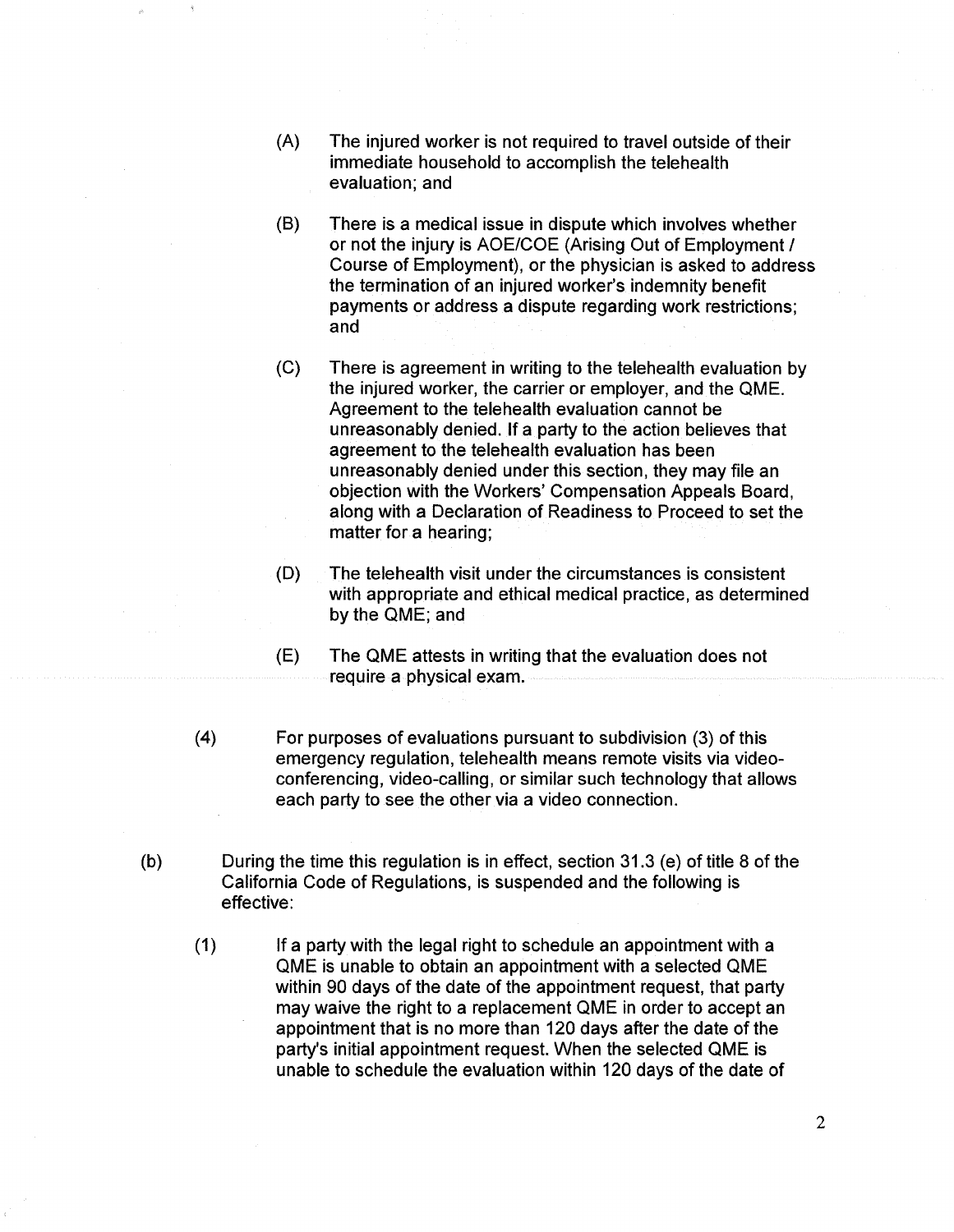(A) The injured worker is not required to travel outside of their immediate household to accomplish the telehealth evaluation; and

(B) There is a medical issue in dispute which involves whether or not the injury is AOE/COE (Arising Out of Employment / Course of Employment), or the physician is asked to address the termination of an injured worker's indemnity benefit payments or address a dispute regarding work restrictions; and

(C) There is agreement in writing to the telehealth evaluation by the injured worker, the carrier or employer, and the QME. Agreement to the telehealth evaluation cannot be unreasonably denied. If a party to the action believes that agreement to the telehealth evaluation has been unreasonably denied under this section, they may file an objection with the Workers' Compensation Appeals Board, along with a Declaration of Readiness to Proceed to set the matter for a hearing;

(D) The telehealth visit under the circumstances is consistent with appropriate and ethical medical practice, as determined by the QME; and

(E) The QME attests in writing that the evaluation does not require a physical exam.

(4) For purposes of evaluations pursuant to subdivision (3) of this emergency regulation, telehealth means remote visits via video-conferencing, video-calling, or similar such technology that allows each party to see the other via a video connection.

(b) During the time this regulation is in effect, section 31.3 (e) of title 8 of the California Code of Regulations, is suspended and the following is effective:

(1) If a party with the legal right to schedule an appointment with a QME is unable to obtain an appointment with a selected QME within 90 days of the date of the appointment request, that party may waive the right to a replacement QME in order to accept an appointment that is no more than 120 days after the date of the party's initial appointment request. When the selected QME is unable to schedule the evaluation within 120 days of the date of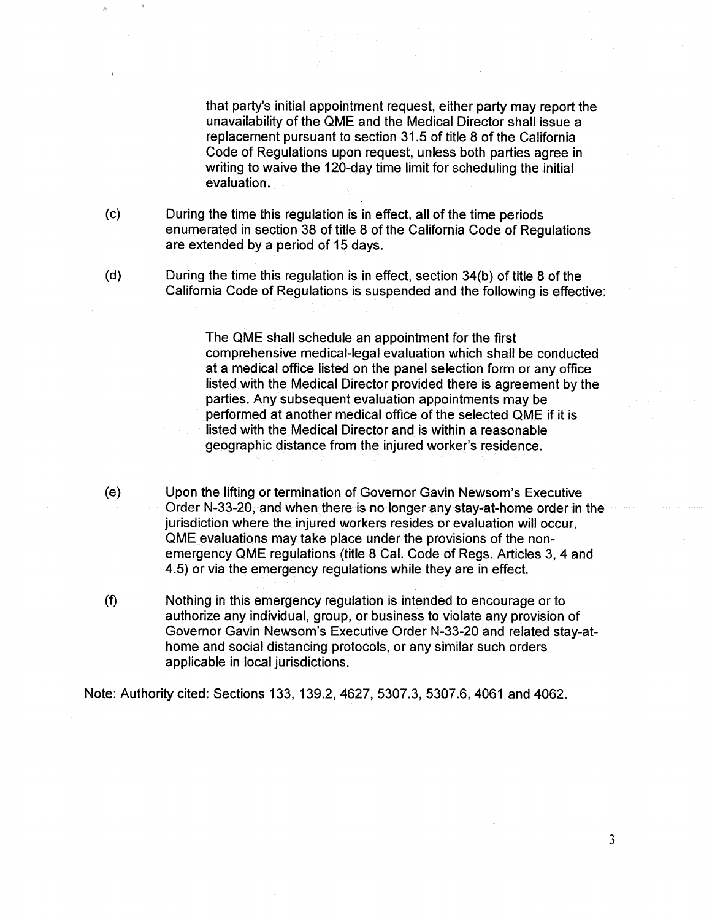that party's initial appointment request, either party may report the unavailability of the QME and the Medical Director shall issue a replacement pursuant to section 31.5 of title 8 of the California Code of Regulations upon request, unless both parties agree in writing to waive the 120-day time limit for scheduling the initial evaluation.

(c) During the time this regulation is in effect, all of the time periods enumerated in section 38 of title 8 of the California Code of Regulations are extended by a period of 15 days.

(d) During the time this regulation is in effect, section 34(b) of title 8 of the California Code of Regulations is suspended and the following is effective:

> The QME shall schedule an appointment for the first comprehensive medical-legal evaluation which shall be conducted at a medical office listed on the panel selection form or any office listed with the Medical Director provided there is agreement by the parties. Any subsequent evaluation appointments may be performed at another medical office of the selected QME if it is listed with the Medical Director and is within a reasonable geographic distance from the injured worker's residence.

(e) Upon the lifting or termination of Governor Gavin Newsom's Executive Order N-33-20, and when there is no longer any stay-at-home order in the jurisdiction where the injured workers resides or evaluation will occur, QME evaluations may take place under the provisions of the non-emergency QME regulations (title 8 Cal. Code of Regs. Articles 3, 4 and 4.5) or via the emergency regulations while they are in effect.

(f) Nothing in this emergency regulation is intended to encourage or to authorize any individual, group, or business to violate any provision of Governor Gavin Newsom's Executive Order N-33-20 and related stay-at-home and social distancing protocols, or any similar such orders applicable in local jurisdictions.

Note: Authority cited: Sections 133, 139.2, 4627, 5307.3, 5307.6, 4061 and 4062.